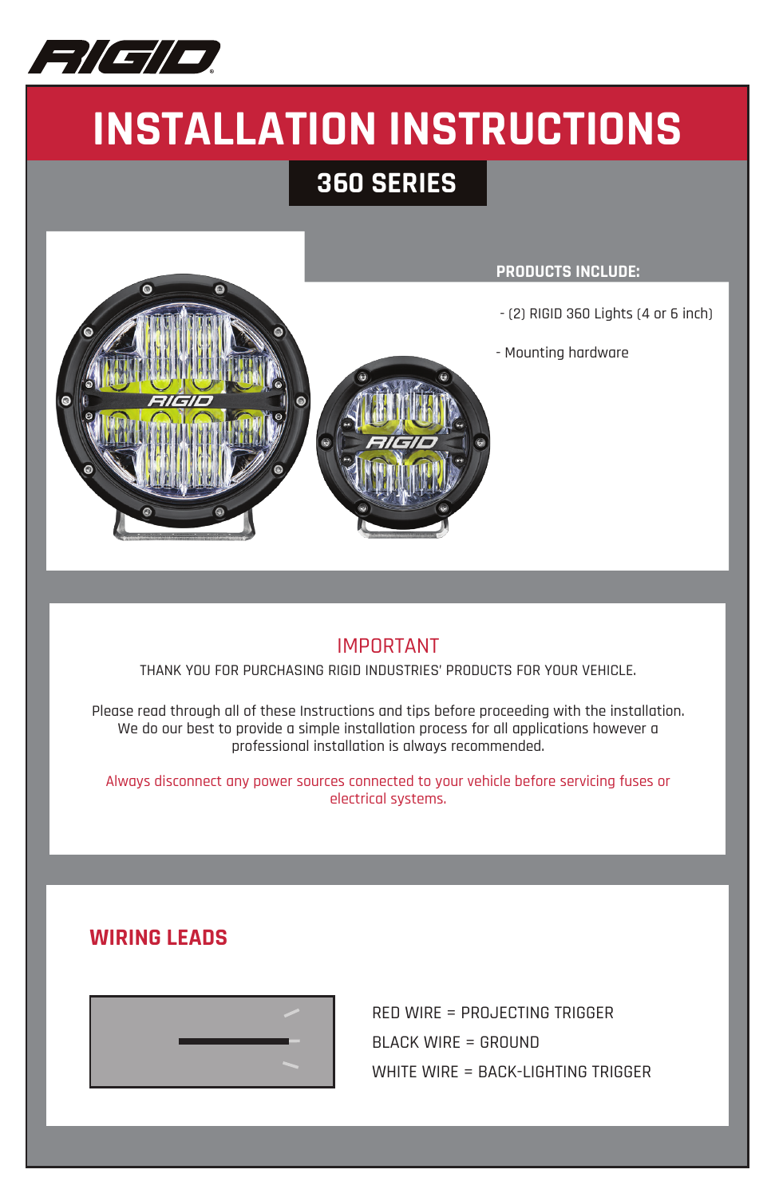# INSTALLATION INSTRUCTIONS

## 360 SERIES

**PRODUCTS INCLUDE:**

- (2) RIGID 360 Lights (4 or 6 inch)
- Mounting hardware

## IMPORTANT

THANK YOU FOR PURCHASING RIGID INDUSTRIES' PRODUCTS FOR YOUR VEHICLE.

Please read through all of these Instructions and tips before proceeding with the installation. We do our best to provide a simple installation process for all applications however a professional installation is always recommended.

Always disconnect any power sources connected to your vehicle before servicing fuses or electrical systems.

## WIRING LEADS

RED WIRE = PROJECTING TRIGGER

BLACK WIRE = GROUND

WHITE WIRE = BACK-LIGHTING TRIGGER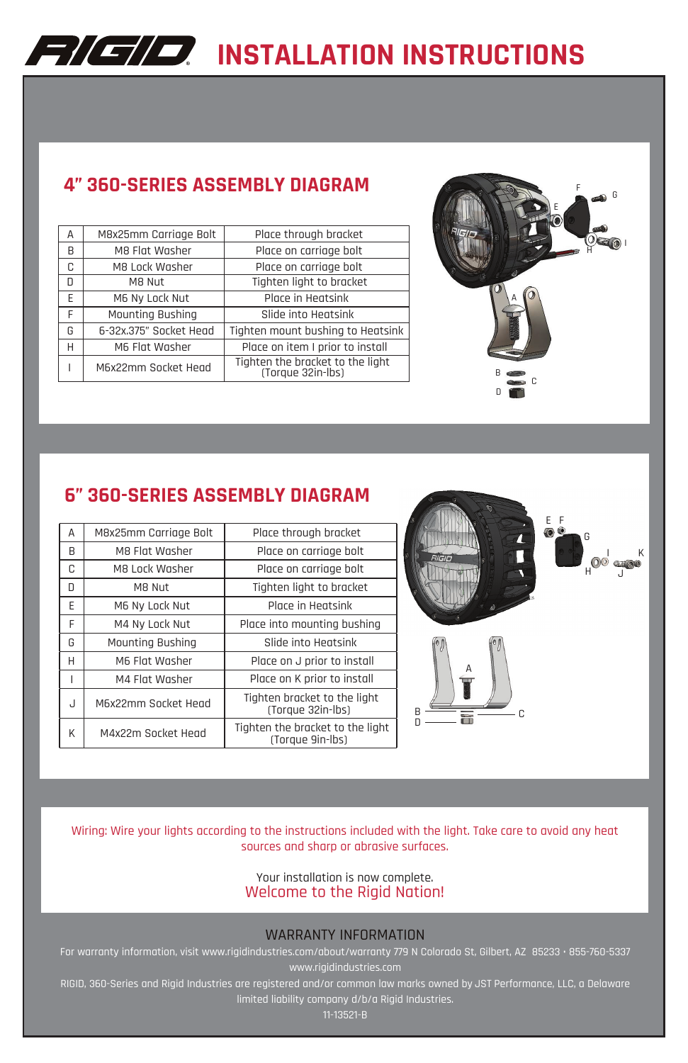# RIGID INSTALLATION INSTRUCTIONS

## 4" 360-SERIES ASSEMBLY DIAGRAM

| | | |
|---|---|---|
| A | M8x25mm Carriage Bolt | Place through bracket |
| B | M8 Flat Washer | Place on carriage bolt |
| C | M8 Lock Washer | Place on carriage bolt |
| D | M8 Nut | Tighten light to bracket |
| E | M6 Ny Lock Nut | Place in Heatsink |
| F | Mounting Bushing | Slide into Heatsink |
| G | 6-32x.375" Socket Head | Tighten mount bushing to Heatsink |
| H | M6 Flat Washer | Place on item I prior to install |
| I | M6x22mm Socket Head | Tighten the bracket to the light (Torque 32in-lbs) |

## 6" 360-SERIES ASSEMBLY DIAGRAM

| | | |
|---|---|---|
| A | M8x25mm Carriage Bolt | Place through bracket |
| B | M8 Flat Washer | Place on carriage bolt |
| C | M8 Lock Washer | Place on carriage bolt |
| D | M8 Nut | Tighten light to bracket |
| E | M6 Ny Lock Nut | Place in Heatsink |
| F | M4 Ny Lock Nut | Place into mounting bushing |
| G | Mounting Bushing | Slide into Heatsink |
| H | M6 Flat Washer | Place on J prior to install |
| I | M4 Flat Washer | Place on K prior to install |
| J | M6x22mm Socket Head | Tighten bracket to the light (Torque 32in-lbs) |
| K | M4x22m Socket Head | Tighten the bracket to the light (Torque 9in-lbs) |

Wiring: Wire your lights according to the instructions included with the light. Take care to avoid any heat sources and sharp or abrasive surfaces.

Your installation is now complete.

Welcome to the Rigid Nation!

## WARRANTY INFORMATION

For warranty information, visit www.rigidindustries.com/about/warranty 779 N Colorado St, Gilbert, AZ 85233 • 855-760-5337
www.rigidindustries.com

RIGID, 360-Series and Rigid Industries are registered and/or common law marks owned by JST Performance, LLC, a Delaware limited liability company d/b/a Rigid Industries.

11-13521-B